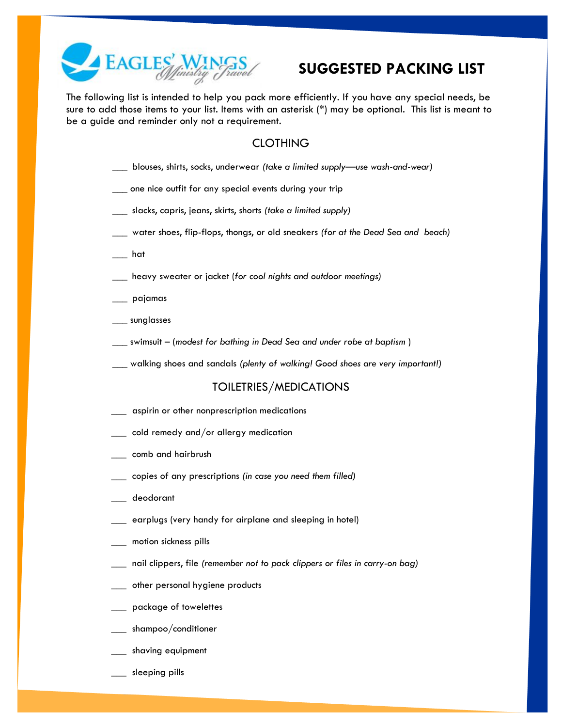EAGLES' WINGS *Ministry Travel*

# SUGGESTED PACKING LIST

The following list is intended to help you pack more efficiently. If you have any special needs, be sure to add those items to your list. Items with an asterisk (*) may be optional. This list is meant to be a guide and reminder only not a requirement.

## CLOTHING

- ___ blouses, shirts, socks, underwear *(take a limited supply—use wash-and-wear)*
- ___ one nice outfit for any special events during your trip
- ___ slacks, capris, jeans, skirts, shorts *(take a limited supply)*
- ___ water shoes, flip-flops, thongs, or old sneakers *(for at the Dead Sea and beach)*
- ___ hat
- ___ heavy sweater or jacket (*for cool nights and outdoor meetings)*
- ___ pajamas
- ___ sunglasses
- ___ swimsuit – (*modest for bathing in Dead Sea and under robe at baptism* )
- ___ walking shoes and sandals *(plenty of walking! Good shoes are very important!)*

## TOILETRIES/MEDICATIONS

- ___ aspirin or other nonprescription medications
- ___ cold remedy and/or allergy medication
- ___ comb and hairbrush
- ___ copies of any prescriptions *(in case you need them filled)*
- ___ deodorant
- ___ earplugs (very handy for airplane and sleeping in hotel)
- ___ motion sickness pills
- ___ nail clippers, file *(remember not to pack clippers or files in carry-on bag)*
- ___ other personal hygiene products
- ___ package of towelettes
- ___ shampoo/conditioner
- ___ shaving equipment
- ___ sleeping pills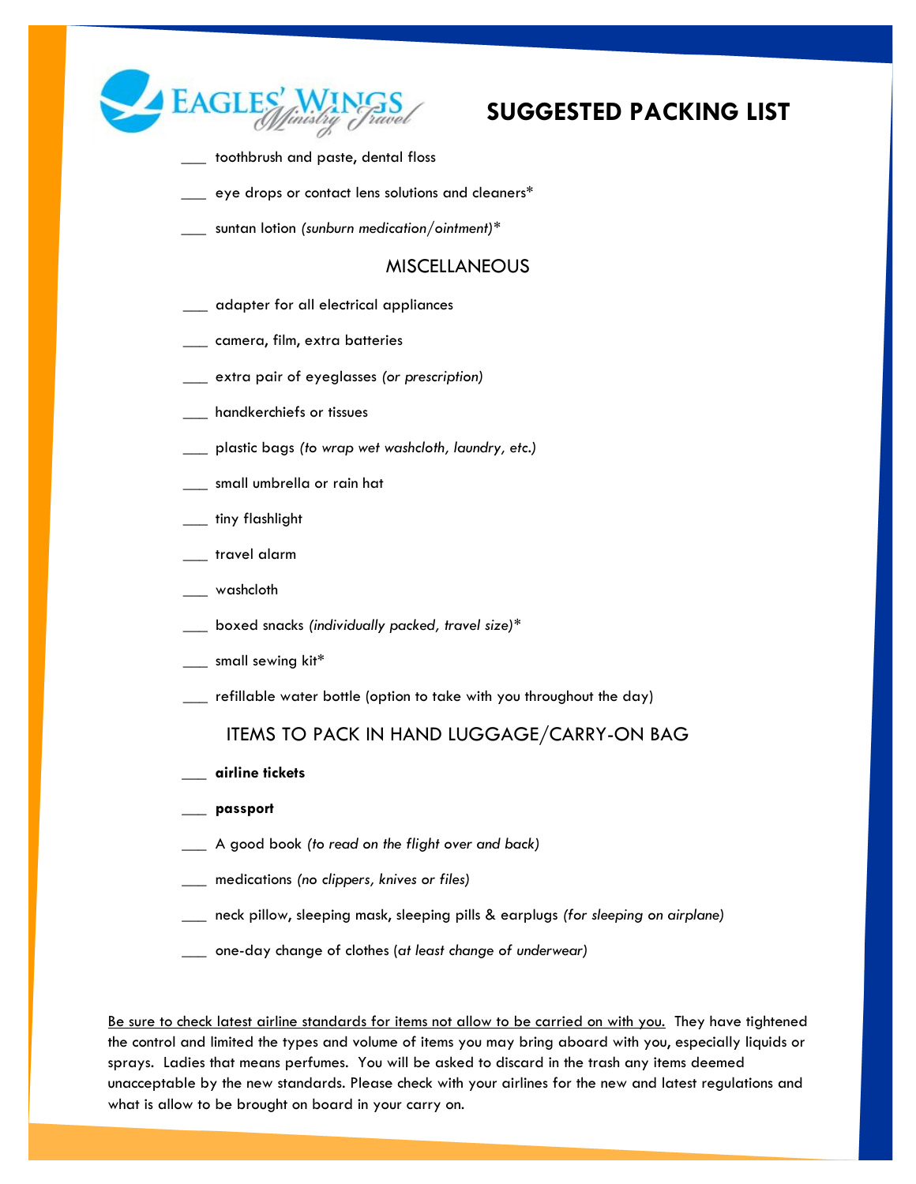# SUGGESTED PACKING LIST

___ toothbrush and paste, dental floss

___ eye drops or contact lens solutions and cleaners*

___ suntan lotion *(sunburn medication/ointment)**

## MISCELLANEOUS

___ adapter for all electrical appliances

___ camera, film, extra batteries

___ extra pair of eyeglasses *(or prescription)*

___ handkerchiefs or tissues

___ plastic bags *(to wrap wet washcloth, laundry, etc.)*

___ small umbrella or rain hat

___ tiny flashlight

___ travel alarm

___ washcloth

___ boxed snacks *(individually packed, travel size)**

___ small sewing kit*

___ refillable water bottle (option to take with you throughout the day)

## ITEMS TO PACK IN HAND LUGGAGE/CARRY-ON BAG

___ **airline tickets**

___ **passport**

___ A good book *(to read on the flight over and back)*

___ medications *(no clippers, knives or files)*

___ neck pillow, sleeping mask, sleeping pills & earplugs *(for sleeping on airplane)*

___ one-day change of clothes (*at least change of underwear)*

<u>Be sure to check latest airline standards for items not allow to be carried on with you.</u> They have tightened the control and limited the types and volume of items you may bring aboard with you, especially liquids or sprays. Ladies that means perfumes. You will be asked to discard in the trash any items deemed unacceptable by the new standards. Please check with your airlines for the new and latest regulations and what is allow to be brought on board in your carry on.